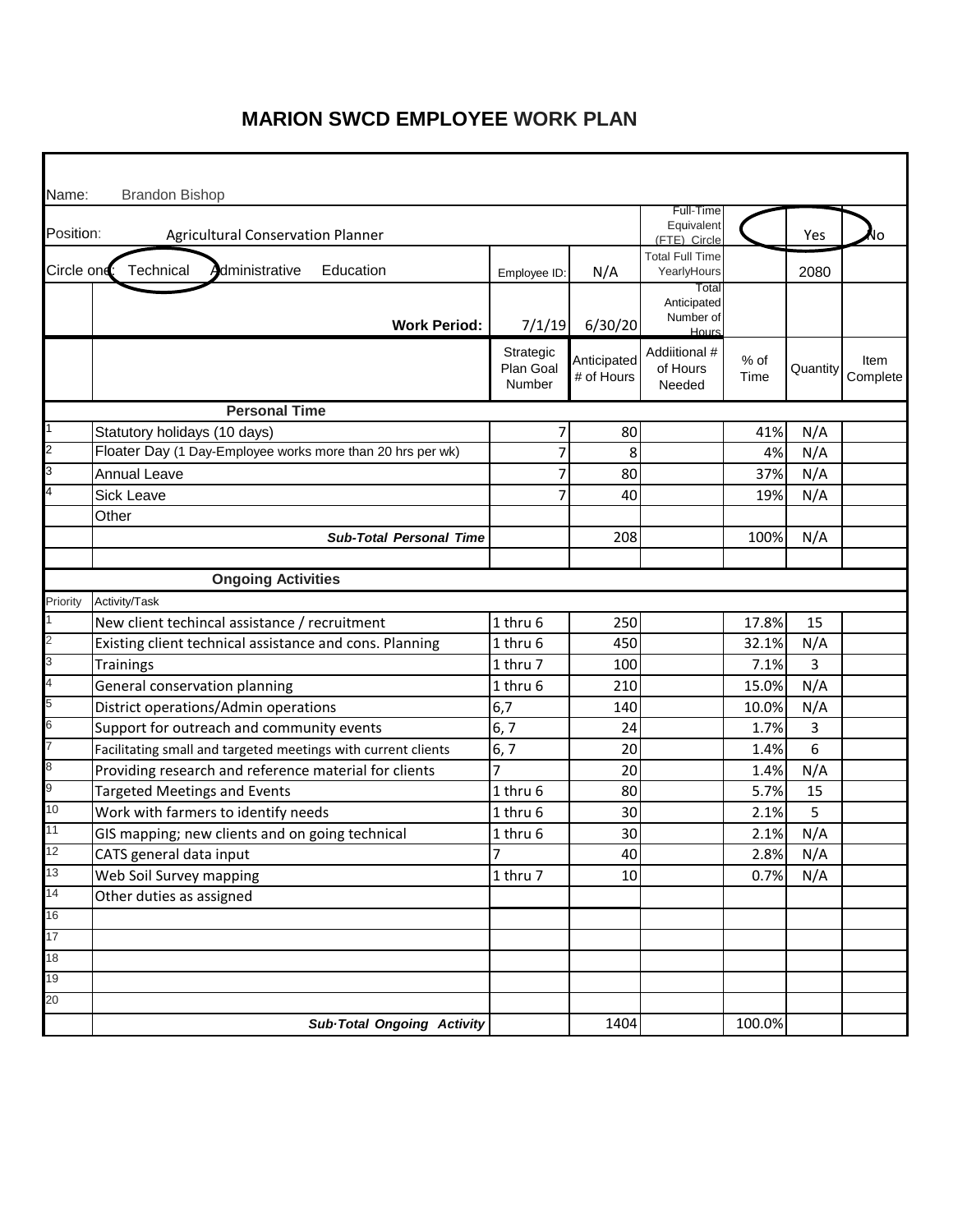# MARION SWCD EMPLOYEE WORK PLAN

Name: Brandon Bishop

| | | | | | | | |
|---|---|---|---|---|---|---|---|
| Position: | Agricultural Conservation Planner | | | Full-Time Equivalent (FTE) Circle | | Yes | No |
| Circle one: | Technical Administrative Education | Employee ID: | N/A | Total Full Time YearlyHours | | 2080 | |
| | **Work Period:** | 7/1/19 | 6/30/20 | Total Anticipated Number of Hours | | | |
| | | Strategic Plan Goal Number | Anticipated # of Hours | Addiitional # of Hours Needed | % of Time | Quantity | Item Complete |
| | **Personal Time** | | | | | | |
| 1 | Statutory holidays (10 days) | 7 | 80 | | 41% | N/A | |
| 2 | Floater Day (1 Day-Employee works more than 20 hrs per wk) | 7 | 8 | | 4% | N/A | |
| 3 | Annual Leave | 7 | 80 | | 37% | N/A | |
| 4 | Sick Leave | 7 | 40 | | 19% | N/A | |
| | Other | | | | | | |
| | ***Sub-Total Personal Time*** | | 208 | | 100% | N/A | |
| | | | | | | | |
| | **Ongoing Activities** | | | | | | |
| Priority | Activity/Task | | | | | | |
| 1 | New client techincal assistance / recruitment | 1 thru 6 | 250 | | 17.8% | 15 | |
| 2 | Existing client technical assistance and cons. Planning | 1 thru 6 | 450 | | 32.1% | N/A | |
| 3 | Trainings | 1 thru 7 | 100 | | 7.1% | 3 | |
| 4 | General conservation planning | 1 thru 6 | 210 | | 15.0% | N/A | |
| 5 | District operations/Admin operations | 6,7 | 140 | | 10.0% | N/A | |
| 6 | Support for outreach and community events | 6, 7 | 24 | | 1.7% | 3 | |
| 7 | Facilitating small and targeted meetings with current clients | 6, 7 | 20 | | 1.4% | 6 | |
| 8 | Providing research and reference material for clients | 7 | 20 | | 1.4% | N/A | |
| 9 | Targeted Meetings and Events | 1 thru 6 | 80 | | 5.7% | 15 | |
| 10 | Work with farmers to identify needs | 1 thru 6 | 30 | | 2.1% | 5 | |
| 11 | GIS mapping; new clients and on going technical | 1 thru 6 | 30 | | 2.1% | N/A | |
| 12 | CATS general data input | 7 | 40 | | 2.8% | N/A | |
| 13 | Web Soil Survey mapping | 1 thru 7 | 10 | | 0.7% | N/A | |
| 14 | Other duties as assigned | | | | | | |
| 16 | | | | | | | |
| 17 | | | | | | | |
| 18 | | | | | | | |
| 19 | | | | | | | |
| 20 | | | | | | | |
| | ***Sub·Total Ongoing Activity*** | | 1404 | | 100.0% | | |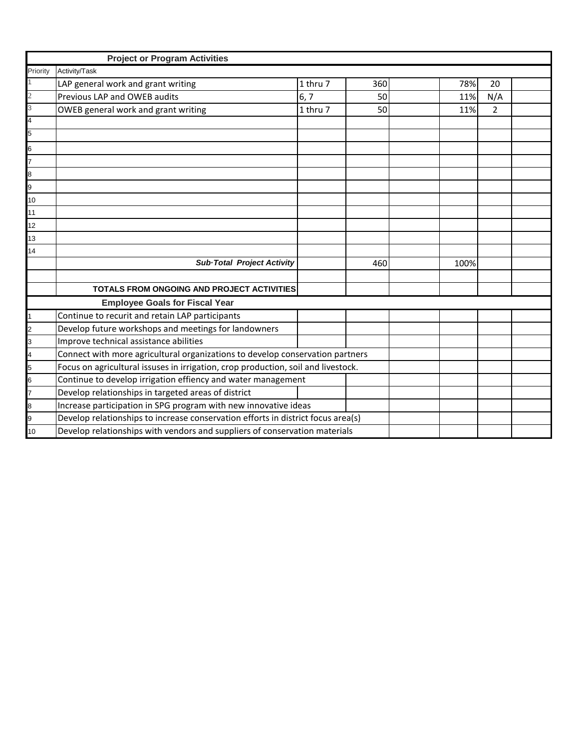| Project or Program Activities | | | | | | | |
|---|---|---|---|---|---|---|---|
| Priority | Activity/Task | | | | | | |
| 1 | LAP general work and grant writing | 1 thru 7 | 360 | | 78% | 20 | |
| 2 | Previous LAP and OWEB audits | 6, 7 | 50 | | 11% | N/A | |
| 3 | OWEB general work and grant writing | 1 thru 7 | 50 | | 11% | 2 | |
| 4 | | | | | | | |
| 5 | | | | | | | |
| 6 | | | | | | | |
| 7 | | | | | | | |
| 8 | | | | | | | |
| 9 | | | | | | | |
| 10 | | | | | | | |
| 11 | | | | | | | |
| 12 | | | | | | | |
| 13 | | | | | | | |
| 14 | | | | | | | |
| | ***Sub·Total Project Activity*** | | 460 | | 100% | | |
| | | | | | | | |
| | **TOTALS FROM ONGOING AND PROJECT ACTIVITIES** | | | | | | |
| **Employee Goals for Fiscal Year** | | | | | | | |
| 1 | Continue to recurit and retain LAP participants | | | | | | |
| 2 | Develop future workshops and meetings for landowners | | | | | | |
| 3 | Improve technical assistance abilities | | | | | | |
| 4 | Connect with more agricultural organizations to develop conservation partners | | | | | | |
| 5 | Focus on agricultural issuses in irrigation, crop production, soil and livestock. | | | | | | |
| 6 | Continue to develop irrigation effiency and water management | | | | | | |
| 7 | Develop relationships in targeted areas of district | | | | | | |
| 8 | Increase participation in SPG program with new innovative ideas | | | | | | |
| 9 | Develop relationships to increase conservation efforts in district focus area(s) | | | | | | |
| 10 | Develop relationships with vendors and suppliers of conservation materials | | | | | | |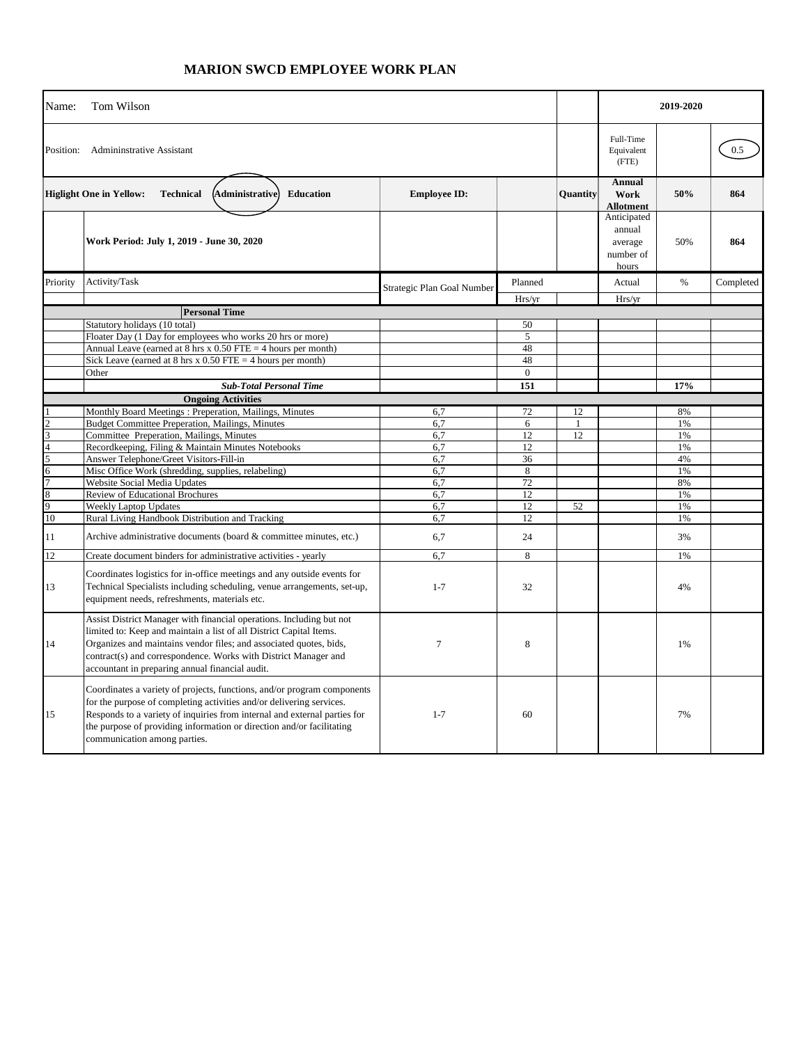# MARION SWCD EMPLOYEE WORK PLAN

| | | | | | | | |
|---|---|---|---|---|---|---|---|
| Name: | Tom Wilson | | | | **2019-2020** | | |
| Position: | Admininstrative Assistant | | | | Full-Time Equivalent (FTE) | | 0.5 |
| **Higlight One in Yellow:** | **Technical** **Administrative** **Education** | **Employee ID:** | | **Quantity** | **Annual Work Allotment** | **50%** | **864** |
| | **Work Period: July 1, 2019 - June 30, 2020** | | | | Anticipated annual average number of hours | 50% | **864** |
| Priority | Activity/Task | Strategic Plan Goal Number | Planned | | Actual | % | Completed |
| | | | Hrs/yr | | Hrs/yr | | |
| | **Personal Time** | | | | | | |
| | Statutory holidays (10 total) | | 50 | | | | |
| | Floater Day (1 Day for employees who works 20 hrs or more) | | 5 | | | | |
| | Annual Leave (earned at 8 hrs x 0.50 FTE = 4 hours per month) | | 48 | | | | |
| | Sick Leave (earned at 8 hrs x 0.50 FTE = 4 hours per month) | | 48 | | | | |
| | Other | | 0 | | | | |
| | ***Sub-Total Personal Time*** | | **151** | | | **17%** | |
| | **Ongoing Activities** | | | | | | |
| 1 | Monthly Board Meetings : Preperation, Mailings, Minutes | 6,7 | 72 | 12 | | 8% | |
| 2 | Budget Committee Preperation, Mailings, Minutes | 6,7 | 6 | 1 | | 1% | |
| 3 | Committee Preperation, Mailings, Minutes | 6,7 | 12 | 12 | | 1% | |
| 4 | Recordkeeping, Filing & Maintain Minutes Notebooks | 6,7 | 12 | | | 1% | |
| 5 | Answer Telephone/Greet Visitors-Fill-in | 6,7 | 36 | | | 4% | |
| 6 | Misc Office Work (shredding, supplies, relabeling) | 6,7 | 8 | | | 1% | |
| 7 | Website Social Media Updates | 6,7 | 72 | | | 8% | |
| 8 | Review of Educational Brochures | 6,7 | 12 | | | 1% | |
| 9 | Weekly Laptop Updates | 6,7 | 12 | 52 | | 1% | |
| 10 | Rural Living Handbook Distribution and Tracking | 6,7 | 12 | | | 1% | |
| 11 | Archive administrative documents (board & committee minutes, etc.) | 6,7 | 24 | | | 3% | |
| 12 | Create document binders for administrative activities - yearly | 6,7 | 8 | | | 1% | |
| 13 | Coordinates logistics for in-office meetings and any outside events for Technical Specialists including scheduling, venue arrangements, set-up, equipment needs, refreshments, materials etc. | 1-7 | 32 | | | 4% | |
| 14 | Assist District Manager with financial operations. Including but not limited to: Keep and maintain a list of all District Capital Items. Organizes and maintains vendor files; and associated quotes, bids, contract(s) and correspondence. Works with District Manager and accountant in preparing annual financial audit. | 7 | 8 | | | 1% | |
| 15 | Coordinates a variety of projects, functions, and/or program components for the purpose of completing activities and/or delivering services. Responds to a variety of inquiries from internal and external parties for the purpose of providing information or direction and/or facilitating communication among parties. | 1-7 | 60 | | | 7% | |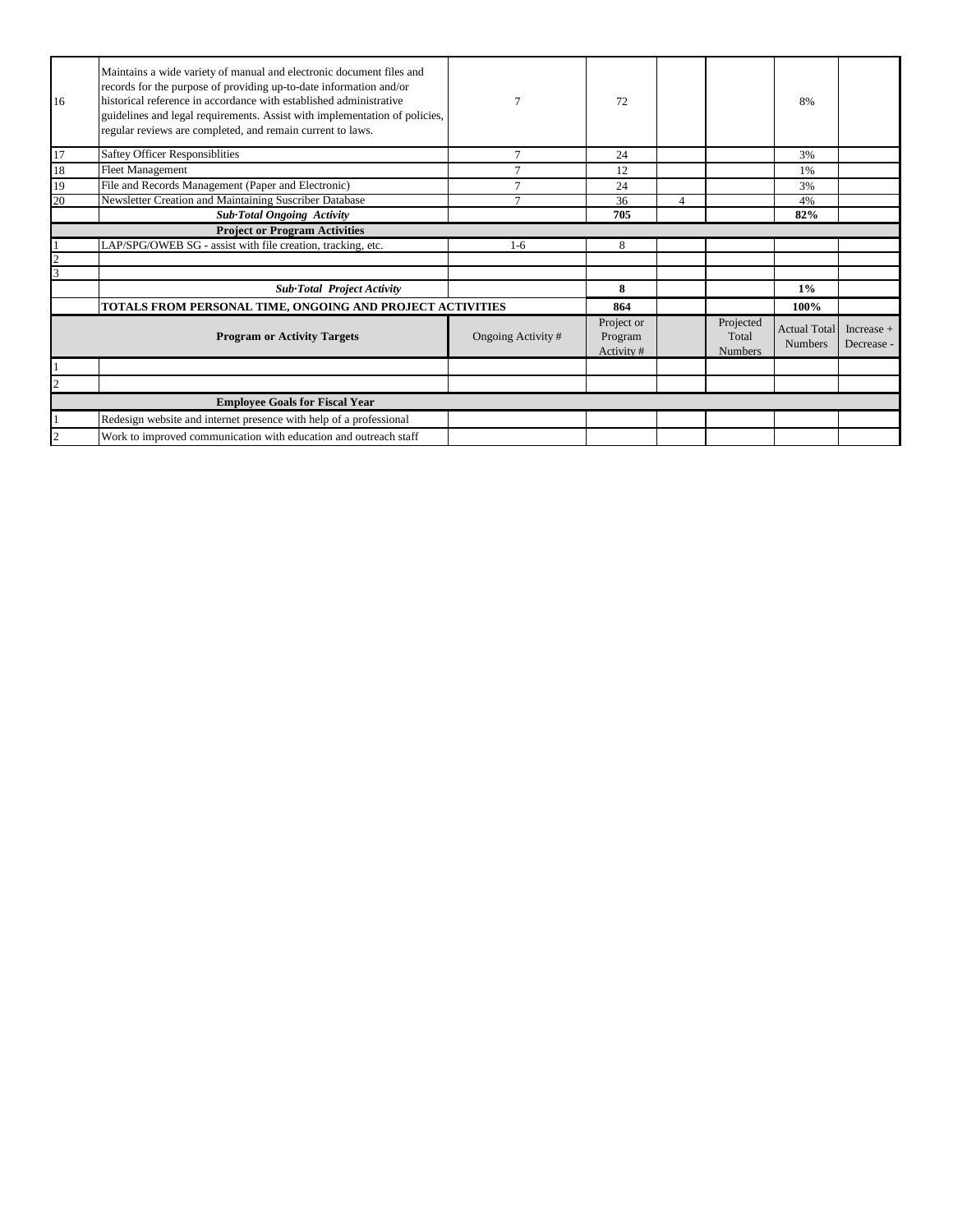| | | | | | | | |
|---|---|---|---|---|---|---|---|
| 16 | Maintains a wide variety of manual and electronic document files and records for the purpose of providing up-to-date information and/or historical reference in accordance with established administrative guidelines and legal requirements. Assist with implementation of policies, regular reviews are completed, and remain current to laws. | 7 | 72 | | | 8% | |
| 17 | Saftey Officer Responsiblities | 7 | 24 | | | 3% | |
| 18 | Fleet Management | 7 | 12 | | | 1% | |
| 19 | File and Records Management (Paper and Electronic) | 7 | 24 | | | 3% | |
| 20 | Newsletter Creation and Maintaining Suscriber Database | 7 | 36 | 4 | | 4% | |
| | ***Sub·Total Ongoing Activity*** | | **705** | | | **82%** | |
| | **Project or Program Activities** | | | | | | |
| 1 | LAP/SPG/OWEB SG - assist with file creation, tracking, etc. | 1-6 | 8 | | | | |
| 2 | | | | | | | |
| 3 | | | | | | | |
| | ***Sub·Total Project Activity*** | | **8** | | | **1%** | |
| | **TOTALS FROM PERSONAL TIME, ONGOING AND PROJECT ACTIVITIES** | | **864** | | | **100%** | |
| | **Program or Activity Targets** | Ongoing Activity # | Project or Program Activity # | | Projected Total Numbers | Actual Total Numbers | Increase + Decrease - |
| 1 | | | | | | | |
| 2 | | | | | | | |
| | **Employee Goals for Fiscal Year** | | | | | | |
| 1 | Redesign website and internet presence with help of a professional | | | | | | |
| 2 | Work to improved communication with education and outreach staff | | | | | | |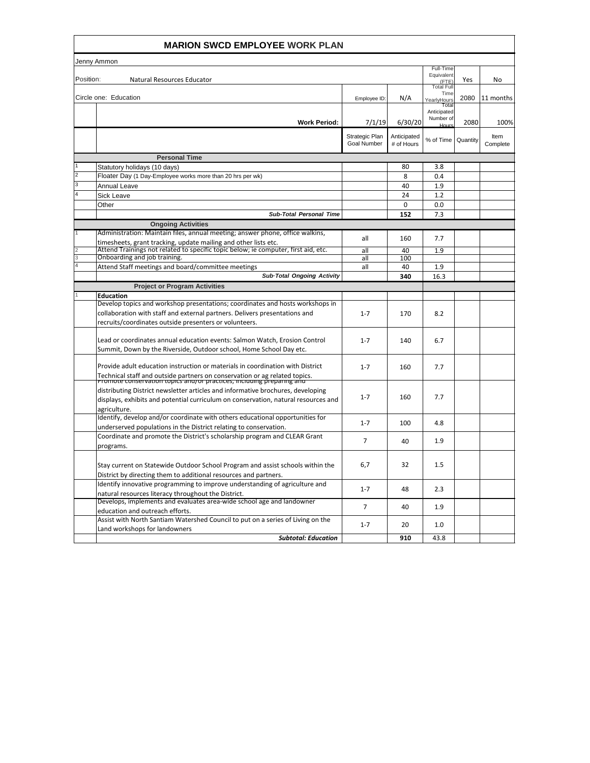# MARION SWCD EMPLOYEE WORK PLAN

Jenny Ammon

| | | | | | | |
|---|---|---|---|---|---|---|
| Position: | Natural Resources Educator | | | Full-Time Equivalent (FTE) | Yes | No |
| Circle one: Education | | Employee ID: | N/A | Total Full Time YearlyHours | 2080 | 11 months |
| | Work Period: | 7/1/19 | 6/30/20 | Total Anticipated Number of Hours | 2080 | 100% |
| | | Strategic Plan Goal Number | Anticipated # of Hours | % of Time | Quantity | Item Complete |
| | **Personal Time** | | | | | |
| 1 | Statutory holidays (10 days) | | 80 | 3.8 | | |
| 2 | Floater Day (1 Day-Employee works more than 20 hrs per wk) | | 8 | 0.4 | | |
| 3 | Annual Leave | | 40 | 1.9 | | |
| 4 | Sick Leave | | 24 | 1.2 | | |
| | Other | | 0 | 0.0 | | |
| | ***Sub-Total Personal Time*** | | **152** | 7.3 | | |
| | **Ongoing Activities** | | | | | |
| 1 | Administration: Maintain files, annual meeting; answer phone, office walkins, timesheets, grant tracking, update mailing and other lists etc. | all | 160 | 7.7 | | |
| 2 | Attend Trainings not related to specific topic below; ie computer, first aid, etc. | all | 40 | 1.9 | | |
| 3 | Onboarding and job training. | all | 100 | | | |
| 4 | Attend Staff meetings and board/committee meetings | all | 40 | 1.9 | | |
| | ***Sub-Total Ongoing Activity*** | | **340** | 16.3 | | |
| | **Project or Program Activities** | | | | | |
| 1 | **Education** | | | | | |
| | Develop topics and workshop presentations; coordinates and hosts workshops in collaboration with staff and external partners. Delivers presentations and recruits/coordinates outside presenters or volunteers. | 1-7 | 170 | 8.2 | | |
| | Lead or coordinates annual education events: Salmon Watch, Erosion Control Summit, Down by the Riverside, Outdoor school, Home School Day etc. | 1-7 | 140 | 6.7 | | |
| | Provide adult education instruction or materials in coordination with District Technical staff and outside partners on conservation or ag related topics. | 1-7 | 160 | 7.7 | | |
| | Promote conservation topics and/or practices, including preparing and distributing District newsletter articles and informative brochures, developing displays, exhibits and potential curriculum on conservation, natural resources and agriculture. | 1-7 | 160 | 7.7 | | |
| | Identify, develop and/or coordinate with others educational opportunities for underserved populations in the District relating to conservation. | 1-7 | 100 | 4.8 | | |
| | Coordinate and promote the District's scholarship program and CLEAR Grant programs. | 7 | 40 | 1.9 | | |
| | Stay current on Statewide Outdoor School Program and assist schools within the District by directing them to additional resources and partners. | 6,7 | 32 | 1.5 | | |
| | Identify innovative programming to improve understanding of agriculture and natural resources literacy throughout the District. | 1-7 | 48 | 2.3 | | |
| | Develops, implements and evaluates area-wide school age and landowner education and outreach efforts. | 7 | 40 | 1.9 | | |
| | Assist with North Santiam Watershed Council to put on a series of Living on the Land workshops for landowners | 1-7 | 20 | 1.0 | | |
| | ***Subtotal: Education*** | | **910** | 43.8 | | |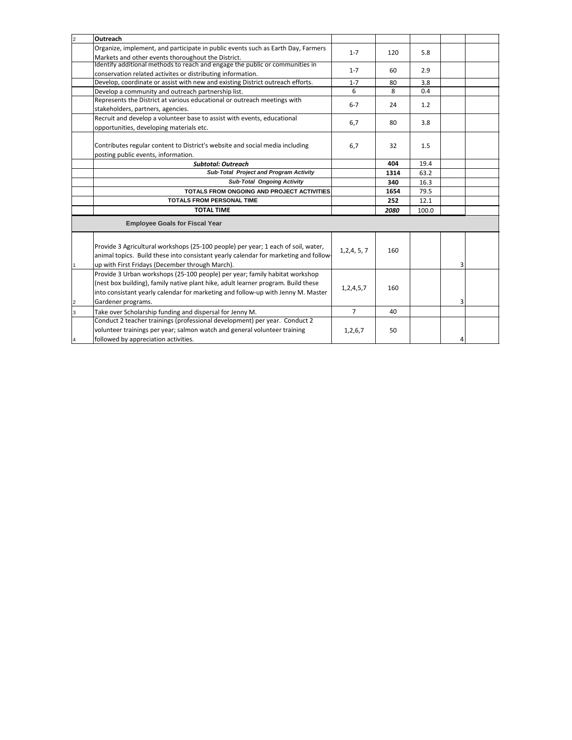| | | | | | | |
|---|---|---|---|---|---|---|
| 2 | **Outreach** | | | | | |
| | Organize, implement, and participate in public events such as Earth Day, Farmers Markets and other events thoroughout the District. | 1-7 | 120 | 5.8 | | |
| | Identify additional methods to reach and engage the public or communities in conservation related activites or distributing information. | 1-7 | 60 | 2.9 | | |
| | Develop, coordinate or assist with new and existing District outreach efforts. | 1-7 | 80 | 3.8 | | |
| | Develop a community and outreach partnership list. | 6 | 8 | 0.4 | | |
| | Represents the District at various educational or outreach meetings with stakeholders, partners, agencies. | 6-7 | 24 | 1.2 | | |
| | Recruit and develop a volunteer base to assist with events, educational opportunities, developing materials etc. | 6,7 | 80 | 3.8 | | |
| | Contributes regular content to District's website and social media including posting public events, information. | 6,7 | 32 | 1.5 | | |
| | ***Subtotal: Outreach*** | | **404** | 19.4 | | |
| | ***Sub·Total Project and Program Activity*** | | **1314** | 63.2 | | |
| | ***Sub·Total Ongoing Activity*** | | **340** | 16.3 | | |
| | **TOTALS FROM ONGOING AND PROJECT ACTIVITIES** | | **1654** | 79.5 | | |
| | **TOTALS FROM PERSONAL TIME** | | **252** | 12.1 | | |
| | **TOTAL TIME** | | ***2080*** | 100.0 | | |
| | **Employee Goals for Fiscal Year** | | | | | |
| 1 | Provide 3 Agricultural workshops (25-100 people) per year; 1 each of soil, water, animal topics. Build these into consistant yearly calendar for marketing and follow-up with First Fridays (December through March). | 1,2,4, 5, 7 | 160 | | 3 | |
| 2 | Provide 3 Urban workshops (25-100 people) per year; family habitat workshop (nest box building), family native plant hike, adult learner program. Build these into consistant yearly calendar for marketing and follow-up with Jenny M. Master Gardener programs. | 1,2,4,5,7 | 160 | | 3 | |
| 3 | Take over Scholarship funding and dispersal for Jenny M. | 7 | 40 | | | |
| 4 | Conduct 2 teacher trainings (professional development) per year. Conduct 2 volunteer trainings per year; salmon watch and general volunteer training followed by appreciation activities. | 1,2,6,7 | 50 | | 4 | |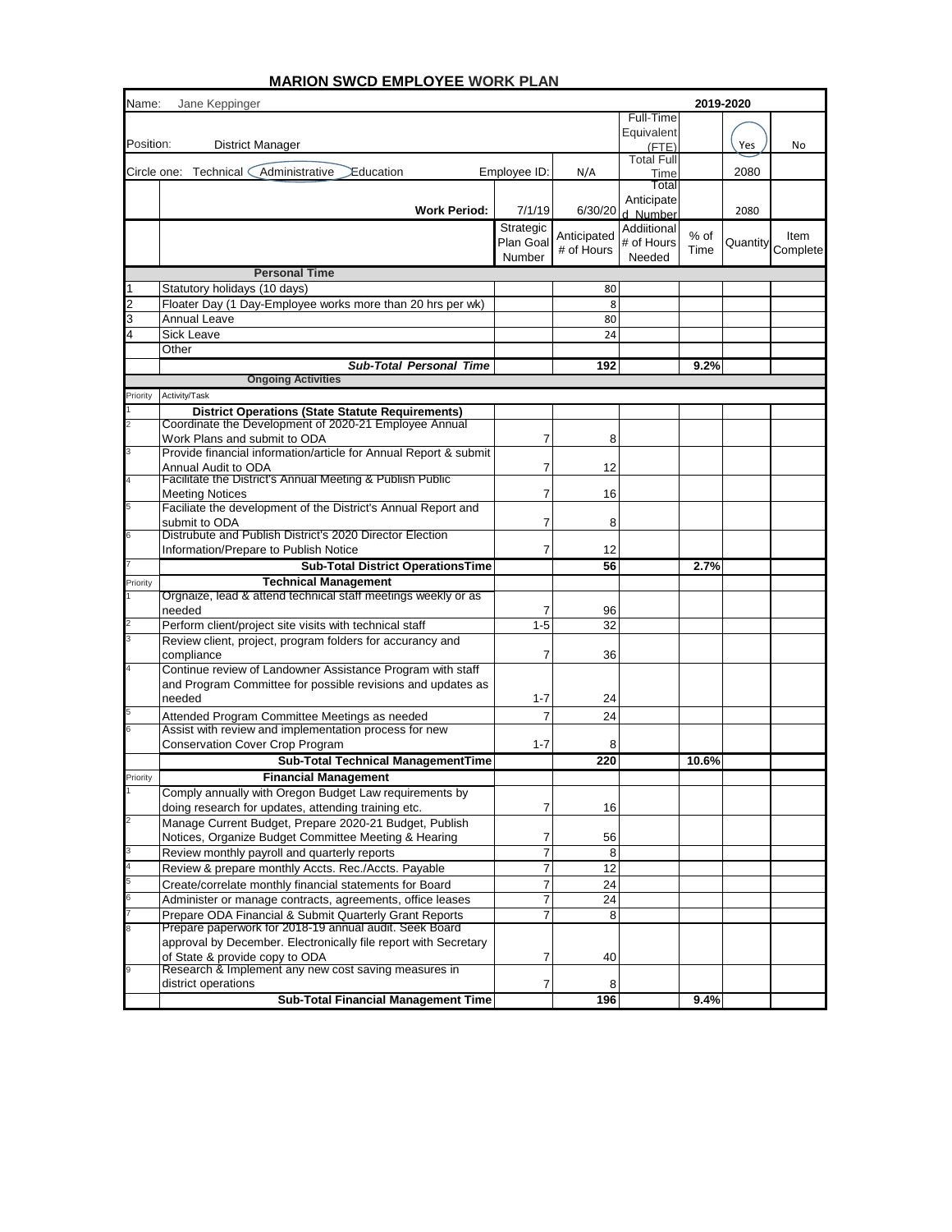# MARION SWCD EMPLOYEE WORK PLAN

| Name: | Jane Keppinger | | | | | 2019-2020 | |
|---|---|---|---|---|---|---|---|
| Position: | District Manager | | | Full-Time Equivalent (FTE) | | Yes (circled) | No |
| Circle one: | Technical / Administrative (circled) / Education | Employee ID: | N/A | Total Full Time | | 2080 | |
| | **Work Period:** | 7/1/19 | 6/30/20 | Total Anticipated Number | | 2080 | |
| | | Strategic Plan Goal Number | Anticipated # of Hours | Addiitional # of Hours Needed | % of Time | Quantity | Item Complete |
| | **Personal Time** | | | | | | |
| 1 | Statutory holidays (10 days) | | 80 | | | | |
| 2 | Floater Day (1 Day-Employee works more than 20 hrs per wk) | | 8 | | | | |
| 3 | Annual Leave | | 80 | | | | |
| 4 | Sick Leave | | 24 | | | | |
| | Other | | | | | | |
| | ***Sub-Total Personal Time*** | | **192** | | **9.2%** | | |
| | **Ongoing Activities** | | | | | | |
| Priority | Activity/Task | | | | | | |
| 1 | **District Operations (State Statute Requirements)** | | | | | | |
| 2 | Coordinate the Development of 2020-21 Employee Annual Work Plans and submit to ODA | 7 | 8 | | | | |
| 3 | Provide financial information/article for Annual Report & submit Annual Audit to ODA | 7 | 12 | | | | |
| 4 | Facilitate the District's Annual Meeting & Publish Public Meeting Notices | 7 | 16 | | | | |
| 5 | Faciliate the development of the District's Annual Report and submit to ODA | 7 | 8 | | | | |
| 6 | Distrubute and Publish District's 2020 Director Election Information/Prepare to Publish Notice | 7 | 12 | | | | |
| 7 | **Sub-Total District OperationsTime** | | **56** | | **2.7%** | | |
| Priority | **Technical Management** | | | | | | |
| 1 | Orgnaize, lead & attend technical staff meetings weekly or as needed | 7 | 96 | | | | |
| 2 | Perform client/project site visits with technical staff | 1-5 | 32 | | | | |
| 3 | Review client, project, program folders for accurancy and compliance | 7 | 36 | | | | |
| 4 | Continue review of Landowner Assistance Program with staff and Program Committee for possible revisions and updates as needed | 1-7 | 24 | | | | |
| 5 | Attended Program Committee Meetings as needed | 7 | 24 | | | | |
| 6 | Assist with review and implementation process for new Conservation Cover Crop Program | 1-7 | 8 | | | | |
| | **Sub-Total Technical ManagementTime** | | **220** | | **10.6%** | | |
| Priority | **Financial Management** | | | | | | |
| 1 | Comply annually with Oregon Budget Law requirements by doing research for updates, attending training etc. | 7 | 16 | | | | |
| 2 | Manage Current Budget, Prepare 2020-21 Budget, Publish Notices, Organize Budget Committee Meeting & Hearing | 7 | 56 | | | | |
| 3 | Review monthly payroll and quarterly reports | 7 | 8 | | | | |
| 4 | Review & prepare monthly Accts. Rec./Accts. Payable | 7 | 12 | | | | |
| 5 | Create/correlate monthly financial statements for Board | 7 | 24 | | | | |
| 6 | Administer or manage contracts, agreements, office leases | 7 | 24 | | | | |
| 7 | Prepare ODA Financial & Submit Quarterly Grant Reports | 7 | 8 | | | | |
| 8 | Prepare paperwork for 2018-19 annual audit. Seek Board approval by December. Electronically file report with Secretary of State & provide copy to ODA | 7 | 40 | | | | |
| 9 | Research & Implement any new cost saving measures in district operations | 7 | 8 | | | | |
| | **Sub-Total Financial Management Time** | | **196** | | **9.4%** | | |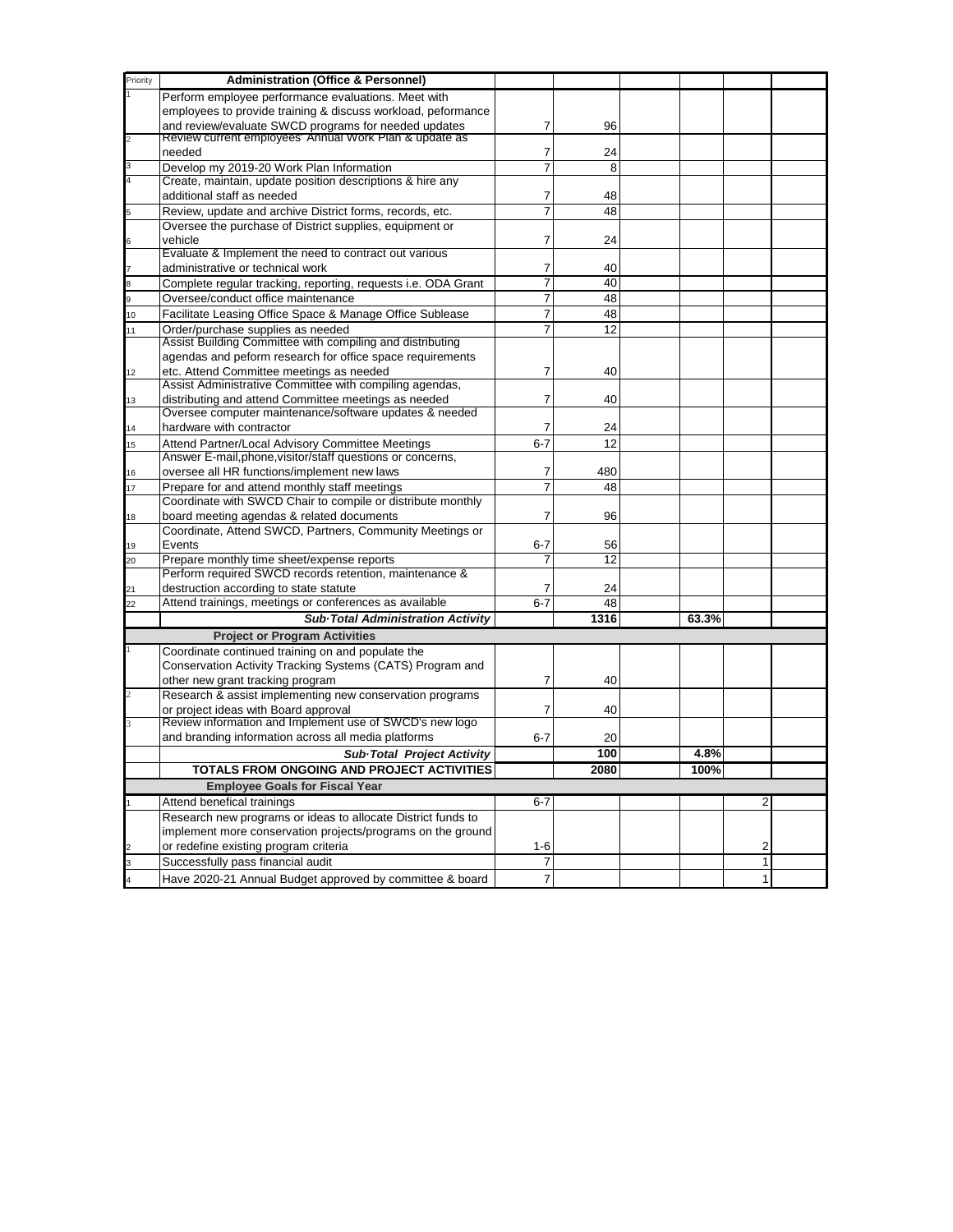| Priority | Administration (Office & Personnel) | | | | | | |
|---|---|---|---|---|---|---|---|
| 1 | Perform employee performance evaluations. Meet with employees to provide training & discuss workload, peformance and review/evaluate SWCD programs for needed updates | 7 | 96 | | | | |
| 2 | Review current employees' Annual Work Plan & update as needed | 7 | 24 | | | | |
| 3 | Develop my 2019-20 Work Plan Information | 7 | 8 | | | | |
| 4 | Create, maintain, update position descriptions & hire any additional staff as needed | 7 | 48 | | | | |
| 5 | Review, update and archive District forms, records, etc. | 7 | 48 | | | | |
| 6 | Oversee the purchase of District supplies, equipment or vehicle | 7 | 24 | | | | |
| 7 | Evaluate & Implement the need to contract out various administrative or technical work | 7 | 40 | | | | |
| 8 | Complete regular tracking, reporting, requests i.e. ODA Grant | 7 | 40 | | | | |
| 9 | Oversee/conduct office maintenance | 7 | 48 | | | | |
| 10 | Facilitate Leasing Office Space & Manage Office Sublease | 7 | 48 | | | | |
| 11 | Order/purchase supplies as needed | 7 | 12 | | | | |
| 12 | Assist Building Committee with compiling and distributing agendas and peform research for office space requirements etc. Attend Committee meetings as needed | 7 | 40 | | | | |
| 13 | Assist Administrative Committee with compiling agendas, distributing and attend Committee meetings as needed | 7 | 40 | | | | |
| 14 | Oversee computer maintenance/software updates & needed hardware with contractor | 7 | 24 | | | | |
| 15 | Attend Partner/Local Advisory Committee Meetings | 6-7 | 12 | | | | |
| 16 | Answer E-mail,phone,visitor/staff questions or concerns, oversee all HR functions/implement new laws | 7 | 480 | | | | |
| 17 | Prepare for and attend monthly staff meetings | 7 | 48 | | | | |
| 18 | Coordinate with SWCD Chair to compile or distribute monthly board meeting agendas & related documents | 7 | 96 | | | | |
| 19 | Coordinate, Attend SWCD, Partners, Community Meetings or Events | 6-7 | 56 | | | | |
| 20 | Prepare monthly time sheet/expense reports | 7 | 12 | | | | |
| 21 | Perform required SWCD records retention, maintenance & destruction according to state statute | 7 | 24 | | | | |
| 22 | Attend trainings, meetings or conferences as available | 6-7 | 48 | | | | |
| | ***Sub·Total Administration Activity*** | | **1316** | | **63.3%** | | |
| | **Project or Program Activities** | | | | | | |
| 1 | Coordinate continued training on and populate the Conservation Activity Tracking Systems (CATS) Program and other new grant tracking program | 7 | 40 | | | | |
| 2 | Research & assist implementing new conservation programs or project ideas with Board approval | 7 | 40 | | | | |
| 3 | Review information and Implement use of SWCD's new logo and branding information across all media platforms | 6-7 | 20 | | | | |
| | ***Sub·Total Project Activity*** | | **100** | | **4.8%** | | |
| | **TOTALS FROM ONGOING AND PROJECT ACTIVITIES** | | **2080** | | **100%** | | |
| | **Employee Goals for Fiscal Year** | | | | | | |
| 1 | Attend benefical trainings | 6-7 | | | | 2 | |
| 2 | Research new programs or ideas to allocate District funds to implement more conservation projects/programs on the ground or redefine existing program criteria | 1-6 | | | | 2 | |
| 3 | Successfully pass financial audit | 7 | | | | 1 | |
| 4 | Have 2020-21 Annual Budget approved by committee & board | 7 | | | | 1 | |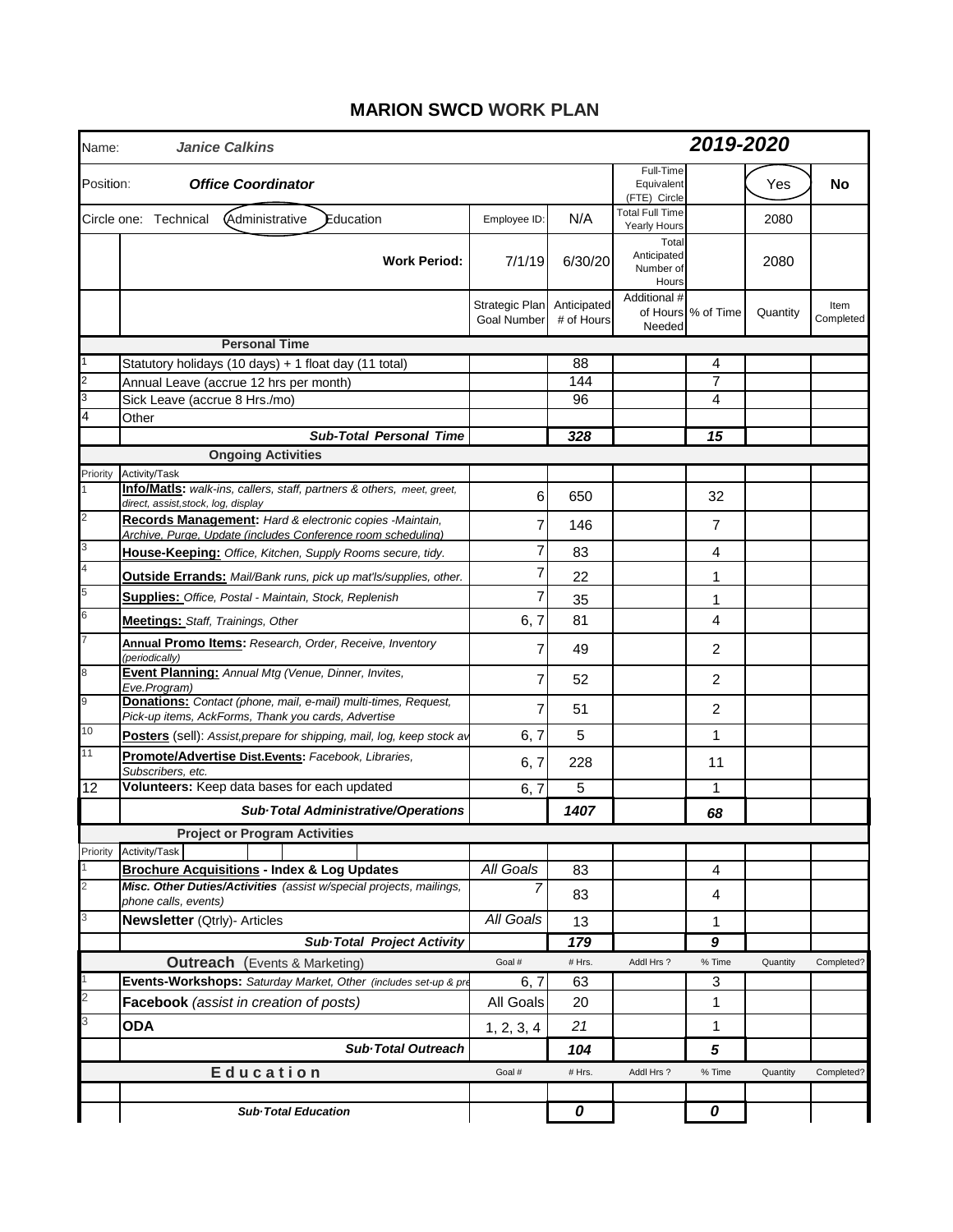# MARION SWCD WORK PLAN

| Name: | *Janice Calkins* | | | | | | **2019-2020** |
|---|---|---|---|---|---|---|---|
| Position: | ***Office Coordinator*** | | | Full-Time Equivalent (FTE) Circle | | Yes | **No** |
| Circle one: Technical Administrative Education | | Employee ID: | N/A | Total Full Time Yearly Hours | | 2080 | |
| | **Work Period:** | 7/1/19 | 6/30/20 | Total Anticipated Number of Hours | | 2080 | |
| | | Strategic Plan Goal Number | Anticipated # of Hours | Additional # of Hours Needed | % of Time | Quantity | Item Completed |
| | **Personal Time** | | | | | | |
| 1 | Statutory holidays (10 days) + 1 float day (11 total) | | 88 | | 4 | | |
| 2 | Annual Leave (accrue 12 hrs per month) | | 144 | | 7 | | |
| 3 | Sick Leave (accrue 8 Hrs./mo) | | 96 | | 4 | | |
| 4 | Other | | | | | | |
| | ***Sub-Total Personal Time*** | | ***328*** | | ***15*** | | |
| | **Ongoing Activities** | | | | | | |
| Priority | Activity/Task | | | | | | |
| 1 | **Info/Matls:** *walk-ins, callers, staff, partners & others, meet, greet, direct, assist,stock, log, display* | 6 | 650 | | 32 | | |
| 2 | **Records Management:** *Hard & electronic copies -Maintain, Archive, Purge, Update (includes Conference room scheduling)* | 7 | 146 | | 7 | | |
| 3 | **House-Keeping:** *Office, Kitchen, Supply Rooms secure, tidy.* | 7 | 83 | | 4 | | |
| 4 | **Outside Errands:** *Mail/Bank runs, pick up mat'ls/supplies, other.* | 7 | 22 | | 1 | | |
| 5 | **Supplies:** *Office, Postal - Maintain, Stock, Replenish* | 7 | 35 | | 1 | | |
| 6 | **Meetings:** *Staff, Trainings, Other* | 6, 7 | 81 | | 4 | | |
| 7 | **Annual Promo Items:** *Research, Order, Receive, Inventory (periodically)* | 7 | 49 | | 2 | | |
| 8 | **Event Planning:** *Annual Mtg (Venue, Dinner, Invites, Eve.Program)* | 7 | 52 | | 2 | | |
| 9 | **Donations:** *Contact (phone, mail, e-mail) multi-times, Request, Pick-up items, AckForms, Thank you cards, Advertise* | 7 | 51 | | 2 | | |
| 10 | **Posters** (sell): *Assist,prepare for shipping, mail, log, keep stock av* | 6, 7 | 5 | | 1 | | |
| 11 | **Promote/Advertise Dist.Events:** *Facebook, Libraries, Subscribers, etc.* | 6, 7 | 228 | | 11 | | |
| 12 | **Volunteers:** Keep data bases for each updated | 6, 7 | 5 | | 1 | | |
| | ***Sub·Total Administrative/Operations*** | | ***1407*** | | ***68*** | | |
| | **Project or Program Activities** | | | | | | |
| Priority | Activity/Task | | | | | | |
| 1 | **Brochure Acquisitions - Index & Log Updates** | *All Goals* | 83 | | 4 | | |
| 2 | ***Misc. Other Duties/Activities*** *(assist w/special projects, mailings, phone calls, events)* | *7* | 83 | | 4 | | |
| 3 | **Newsletter** (Qtrly)- Articles | *All Goals* | 13 | | 1 | | |
| | ***Sub·Total Project Activity*** | | ***179*** | | ***9*** | | |
| | **Outreach** (Events & Marketing) | Goal # | # Hrs. | Addl Hrs ? | % Time | Quantity | Completed? |
| 1 | **Events-Workshops:** *Saturday Market, Other (includes set-up & pre* | 6, 7 | 63 | | 3 | | |
| 2 | **Facebook** *(assist in creation of posts)* | All Goals | 20 | | 1 | | |
| 3 | **ODA** | 1, 2, 3, 4 | *21* | | 1 | | |
| | ***Sub·Total Outreach*** | | ***104*** | | ***5*** | | |
| | **Education** | Goal # | # Hrs. | Addl Hrs ? | % Time | Quantity | Completed? |
| | | | | | | | |
| | ***Sub·Total Education*** | | ***0*** | | ***0*** | | |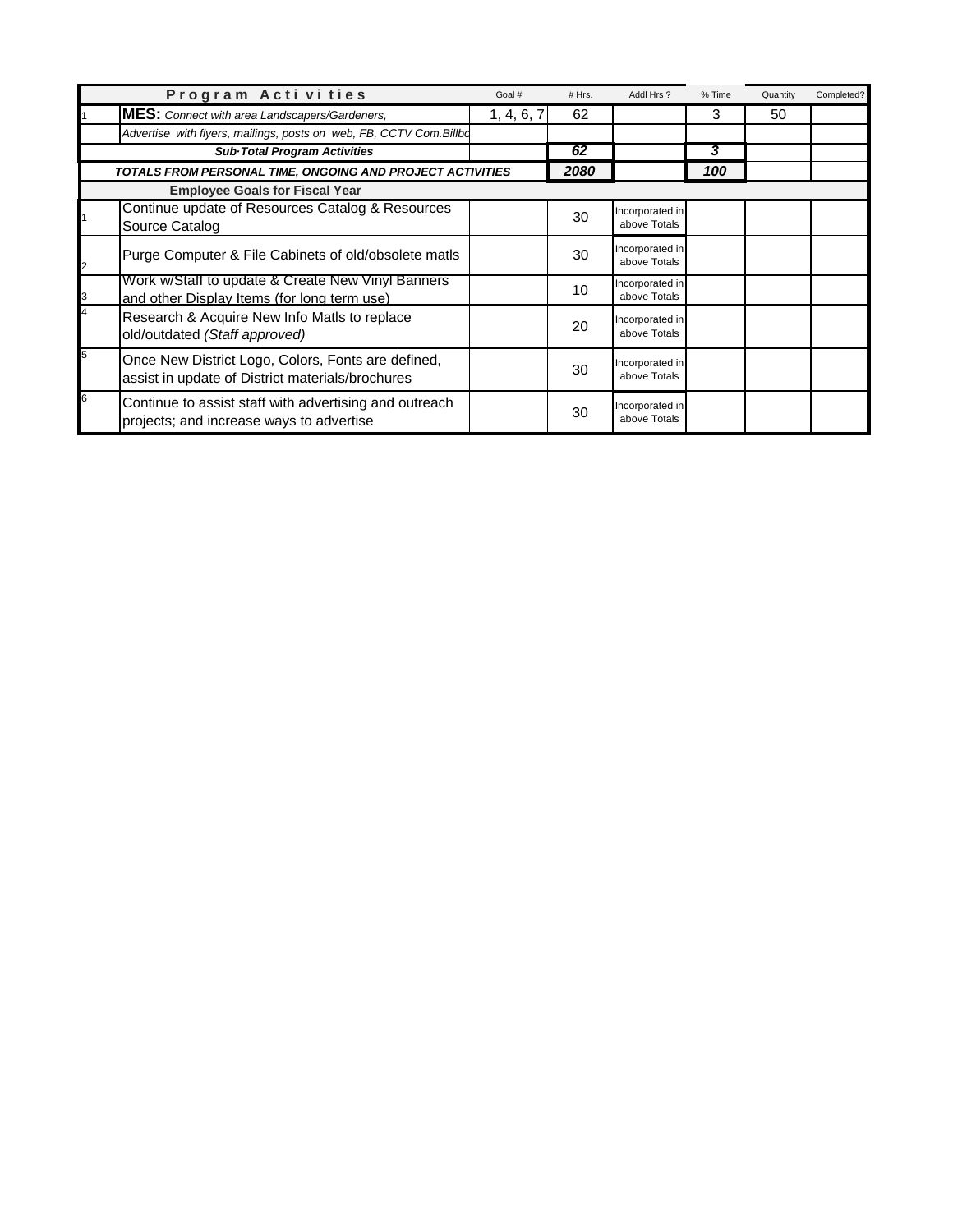| | Program Activities | Goal # | # Hrs. | Addl Hrs ? | % Time | Quantity | Completed? |
|---|---|---|---|---|---|---|---|
| 1 | **MES:** *Connect with area Landscapers/Gardeners,* | 1, 4, 6, 7 | 62 | | 3 | 50 | |
| | *Advertise with flyers, mailings, posts on web, FB, CCTV Com.Billbo* | | | | | | |
| | ***Sub-Total Program Activities*** | | ***62*** | | ***3*** | | |
| | ***TOTALS FROM PERSONAL TIME, ONGOING AND PROJECT ACTIVITIES*** | | ***2080*** | | ***100*** | | |
| | **Employee Goals for Fiscal Year** | | | | | | |
| 1 | Continue update of Resources Catalog & Resources Source Catalog | | 30 | Incorporated in above Totals | | | |
| 2 | Purge Computer & File Cabinets of old/obsolete matls | | 30 | Incorporated in above Totals | | | |
| 3 | Work w/Staff to update & Create New Vinyl Banners and other Display Items (for long term use) | | 10 | Incorporated in above Totals | | | |
| 4 | Research & Acquire New Info Matls to replace old/outdated *(Staff approved)* | | 20 | Incorporated in above Totals | | | |
| 5 | Once New District Logo, Colors, Fonts are defined, assist in update of District materials/brochures | | 30 | Incorporated in above Totals | | | |
| 6 | Continue to assist staff with advertising and outreach projects; and increase ways to advertise | | 30 | Incorporated in above Totals | | | |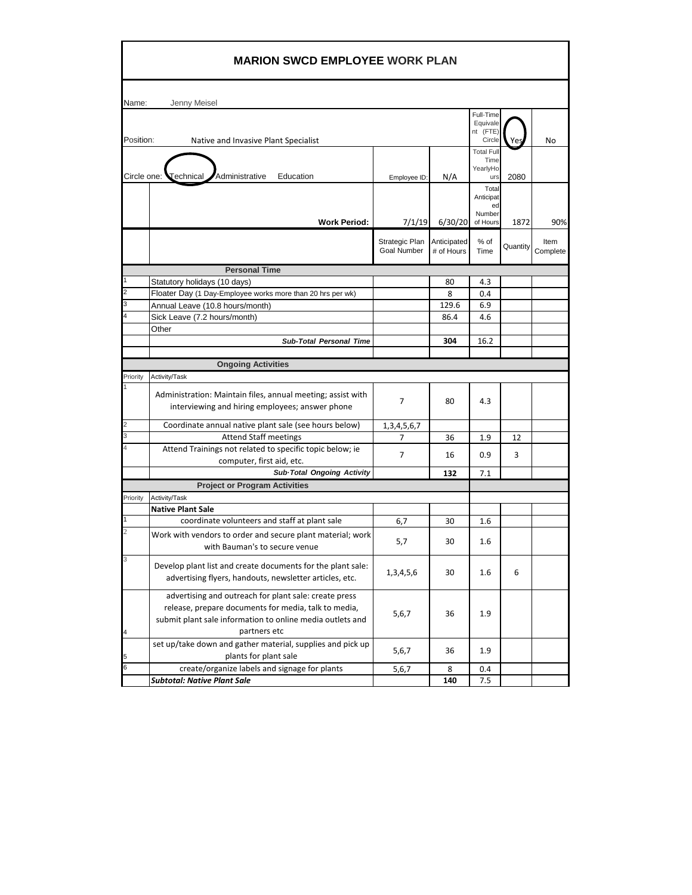# MARION SWCD EMPLOYEE WORK PLAN

Name: Jenny Meisel

| | | | | | | |
|---|---|---|---|---|---|---|
| Position: | Native and Invasive Plant Specialist | | | Full-Time Equivalent (FTE) Circle | Yes (circled) | No |
| Circle one: | Technical (circled) Administrative Education | Employee ID: | N/A | Total Full Time Yearly Hours | 2080 | |
| | **Work Period:** | 7/1/19 | 6/30/20 | Total Anticipated Number of Hours | 1872 | 90% |
| | | Strategic Plan Goal Number | Anticipated # of Hours | % of Time | Quantity | Item Complete |
| | **Personal Time** | | | | | |
| 1 | Statutory holidays (10 days) | | 80 | 4.3 | | |
| 2 | Floater Day (1 Day-Employee works more than 20 hrs per wk) | | 8 | 0.4 | | |
| 3 | Annual Leave (10.8 hours/month) | | 129.6 | 6.9 | | |
| 4 | Sick Leave (7.2 hours/month) | | 86.4 | 4.6 | | |
| | Other | | | | | |
| | ***Sub-Total Personal Time*** | | **304** | 16.2 | | |
| | | | | | | |
| | **Ongoing Activities** | | | | | |
| Priority | Activity/Task | | | | | |
| 1 | Administration: Maintain files, annual meeting; assist with interviewing and hiring employees; answer phone | 7 | 80 | 4.3 | | |
| 2 | Coordinate annual native plant sale (see hours below) | 1,3,4,5,6,7 | | | | |
| 3 | Attend Staff meetings | 7 | 36 | 1.9 | 12 | |
| 4 | Attend Trainings not related to specific topic below; ie computer, first aid, etc. | 7 | 16 | 0.9 | 3 | |
| | ***Sub-Total Ongoing Activity*** | | **132** | 7.1 | | |
| | **Project or Program Activities** | | | | | |
| Priority | Activity/Task | | | | | |
| | **Native Plant Sale** | | | | | |
| 1 | coordinate volunteers and staff at plant sale | 6,7 | 30 | 1.6 | | |
| 2 | Work with vendors to order and secure plant material; work with Bauman's to secure venue | 5,7 | 30 | 1.6 | | |
| 3 | Develop plant list and create documents for the plant sale: advertising flyers, handouts, newsletter articles, etc. | 1,3,4,5,6 | 30 | 1.6 | 6 | |
| 4 | advertising and outreach for plant sale: create press release, prepare documents for media, talk to media, submit plant sale information to online media outlets and partners etc | 5,6,7 | 36 | 1.9 | | |
| 5 | set up/take down and gather material, supplies and pick up plants for plant sale | 5,6,7 | 36 | 1.9 | | |
| 6 | create/organize labels and signage for plants | 5,6,7 | 8 | 0.4 | | |
| | ***Subtotal: Native Plant Sale*** | | **140** | 7.5 | | |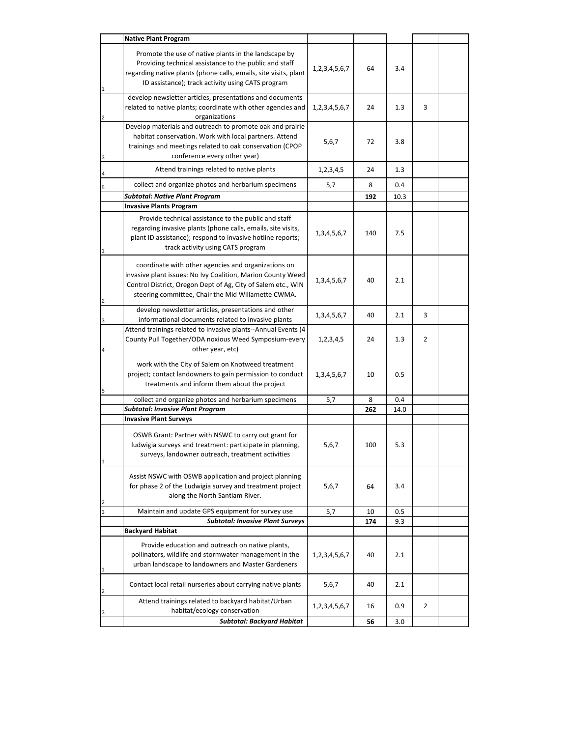|  | Native Plant Program |  |  |  |  |  |
|---|---|---|---|---|---|---|
| 1 | Promote the use of native plants in the landscape by Providing technical assistance to the public and staff regarding native plants (phone calls, emails, site visits, plant ID assistance); track activity using CATS program | 1,2,3,4,5,6,7 | 64 | 3.4 |  |  |
| 2 | develop newsletter articles, presentations and documents related to native plants; coordinate with other agencies and organizations | 1,2,3,4,5,6,7 | 24 | 1.3 | 3 |  |
| 3 | Develop materials and outreach to promote oak and prairie habitat conservation. Work with local partners. Attend trainings and meetings related to oak conservation (CPOP conference every other year) | 5,6,7 | 72 | 3.8 |  |  |
| 4 | Attend trainings related to native plants | 1,2,3,4,5 | 24 | 1.3 |  |  |
| 5 | collect and organize photos and herbarium specimens | 5,7 | 8 | 0.4 |  |  |
|  | ***Subtotal: Native Plant Program*** |  | **192** | 10.3 |  |  |
|  | **Invasive Plants Program** |  |  |  |  |  |
| 1 | Provide technical assistance to the public and staff regarding invasive plants (phone calls, emails, site visits, plant ID assistance); respond to invasive hotline reports; track activity using CATS program | 1,3,4,5,6,7 | 140 | 7.5 |  |  |
| 2 | coordinate with other agencies and organizations on invasive plant issues: No Ivy Coalition, Marion County Weed Control District, Oregon Dept of Ag, City of Salem etc., WIN steering committee, Chair the Mid Willamette CWMA. | 1,3,4,5,6,7 | 40 | 2.1 |  |  |
| 3 | develop newsletter articles, presentations and other informational documents related to invasive plants | 1,3,4,5,6,7 | 40 | 2.1 | 3 |  |
| 4 | Attend trainings related to invasive plants--Annual Events (4 County Pull Together/ODA noxious Weed Symposium-every other year, etc) | 1,2,3,4,5 | 24 | 1.3 | 2 |  |
| 5 | work with the City of Salem on Knotweed treatment project; contact landowners to gain permission to conduct treatments and inform them about the project | 1,3,4,5,6,7 | 10 | 0.5 |  |  |
|  | collect and organize photos and herbarium specimens | 5,7 | 8 | 0.4 |  |  |
|  | ***Subtotal: Invasive Plant Program*** |  | **262** | 14.0 |  |  |
|  | **Invasive Plant Surveys** |  |  |  |  |  |
| 1 | OSWB Grant: Partner with NSWC to carry out grant for ludwigia surveys and treatment: participate in planning, surveys, landowner outreach, treatment activities | 5,6,7 | 100 | 5.3 |  |  |
| 2 | Assist NSWC with OSWB application and project planning for phase 2 of the Ludwigia survey and treatment project along the North Santiam River. | 5,6,7 | 64 | 3.4 |  |  |
| 3 | Maintain and update GPS equipment for survey use | 5,7 | 10 | 0.5 |  |  |
|  | ***Subtotal: Invasive Plant Surveys*** |  | **174** | 9.3 |  |  |
|  | **Backyard Habitat** |  |  |  |  |  |
| 1 | Provide education and outreach on native plants, pollinators, wildlife and stormwater management in the urban landscape to landowners and Master Gardeners | 1,2,3,4,5,6,7 | 40 | 2.1 |  |  |
| 2 | Contact local retail nurseries about carrying native plants | 5,6,7 | 40 | 2.1 |  |  |
| 3 | Attend trainings related to backyard habitat/Urban habitat/ecology conservation | 1,2,3,4,5,6,7 | 16 | 0.9 | 2 |  |
|  | ***Subtotal: Backyard Habitat*** |  | **56** | 3.0 |  |  |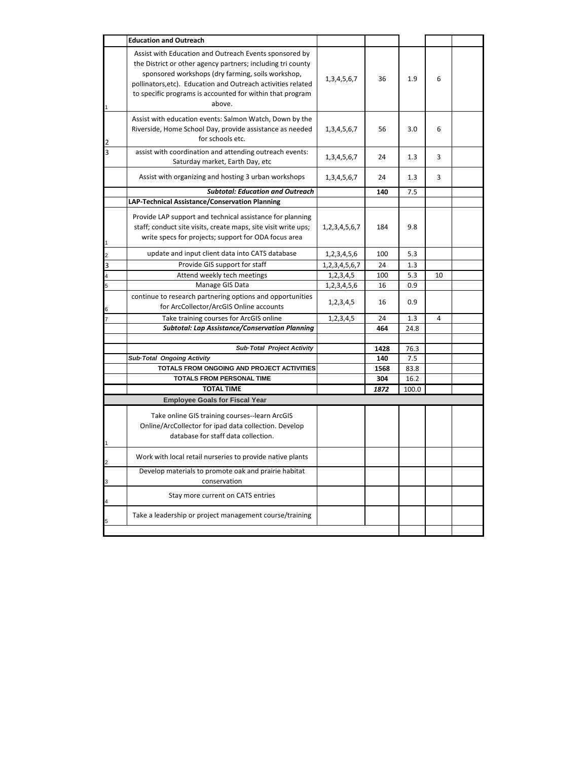| | Education and Outreach | | | | | |
|---|---|---|---|---|---|---|
| 1 | Assist with Education and Outreach Events sponsored by the District or other agency partners; including tri county sponsored workshops (dry farming, soils workshop, pollinators,etc). Education and Outreach activities related to specific programs is accounted for within that program above. | 1,3,4,5,6,7 | 36 | 1.9 | 6 | |
| 2 | Assist with education events: Salmon Watch, Down by the Riverside, Home School Day, provide assistance as needed for schools etc. | 1,3,4,5,6,7 | 56 | 3.0 | 6 | |
| 3 | assist with coordination and attending outreach events: Saturday market, Earth Day, etc | 1,3,4,5,6,7 | 24 | 1.3 | 3 | |
| | Assist with organizing and hosting 3 urban workshops | 1,3,4,5,6,7 | 24 | 1.3 | 3 | |
| | ***Subtotal: Education and Outreach*** | | **140** | 7.5 | | |
| | **LAP-Technical Assistance/Conservation Planning** | | | | | |
| 1 | Provide LAP support and technical assistance for planning staff; conduct site visits, create maps, site visit write ups; write specs for projects; support for ODA focus area | 1,2,3,4,5,6,7 | 184 | 9.8 | | |
| 2 | update and input client data into CATS database | 1,2,3,4,5,6 | 100 | 5.3 | | |
| 3 | Provide GIS support for staff | 1,2,3,4,5,6,7 | 24 | 1.3 | | |
| 4 | Attend weekly tech meetings | 1,2,3,4,5 | 100 | 5.3 | 10 | |
| 5 | Manage GIS Data | 1,2,3,4,5,6 | 16 | 0.9 | | |
| 6 | continue to research partnering options and opportunities for ArcCollector/ArcGIS Online accounts | 1,2,3,4,5 | 16 | 0.9 | | |
| 7 | Take training courses for ArcGIS online | 1,2,3,4,5 | 24 | 1.3 | 4 | |
| | ***Subtotal: Lap Assistance/Conservation Planning*** | | **464** | 24.8 | | |
| | | | | | | |
| | ***Sub·Total Project Activity*** | | **1428** | 76.3 | | |
| | ***Sub·Total Ongoing Activity*** | | **140** | 7.5 | | |
| | **TOTALS FROM ONGOING AND PROJECT ACTIVITIES** | | **1568** | 83.8 | | |
| | **TOTALS FROM PERSONAL TIME** | | **304** | 16.2 | | |
| | **TOTAL TIME** | | ***1872*** | 100.0 | | |
| | **Employee Goals for Fiscal Year** | | | | | |
| 1 | Take online GIS training courses--learn ArcGIS Online/ArcCollector for ipad data collection. Develop database for staff data collection. | | | | | |
| 2 | Work with local retail nurseries to provide native plants | | | | | |
| 3 | Develop materials to promote oak and prairie habitat conservation | | | | | |
| 4 | Stay more current on CATS entries | | | | | |
| 5 | Take a leadership or project management course/training | | | | | |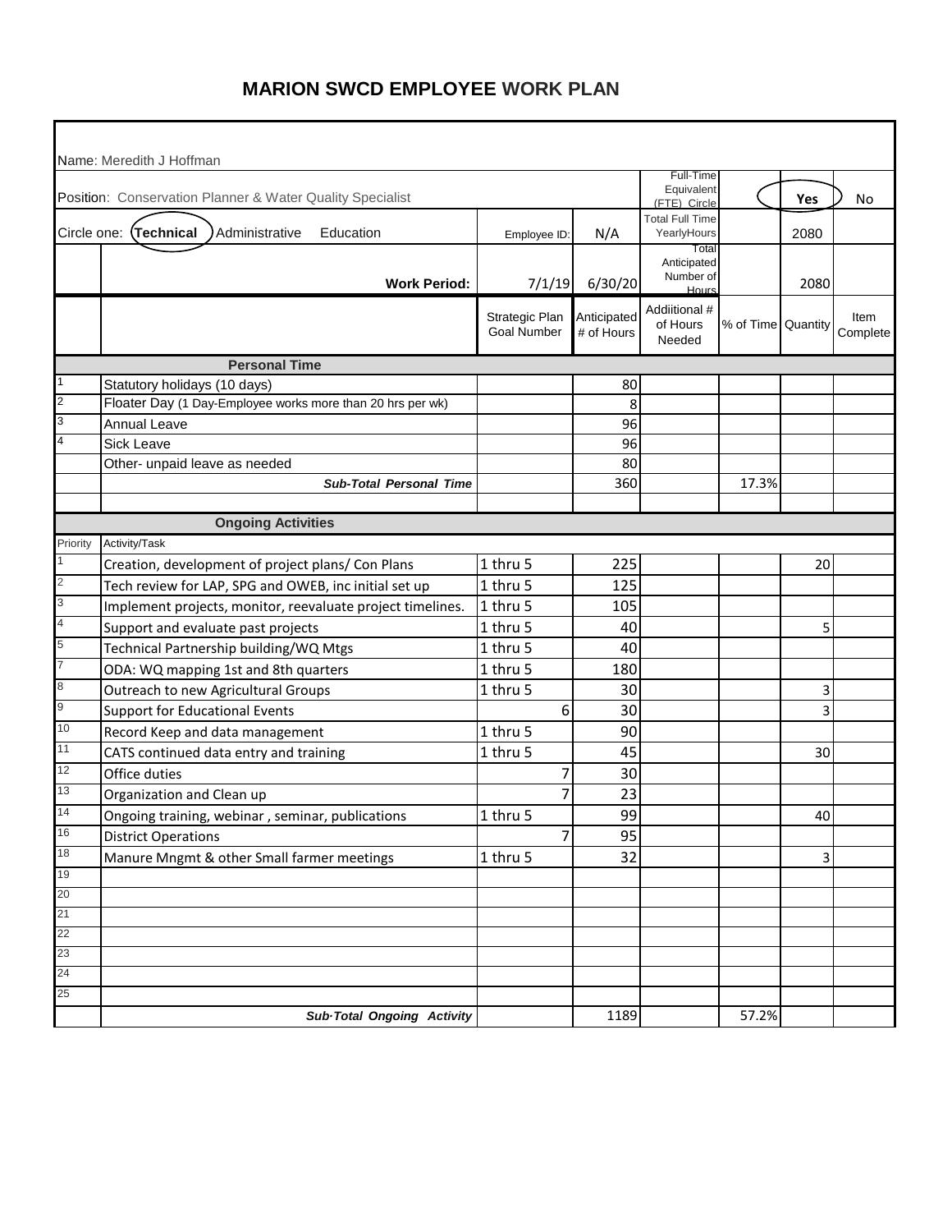# MARION SWCD EMPLOYEE WORK PLAN

| | | | | | | | |
|---|---|---|---|---|---|---|---|
| Name: Meredith J Hoffman | | | | | | | |
| Position: Conservation Planner & Water Quality Specialist | | | | Full-Time Equivalent (FTE) Circle | | **Yes** (circled) | No |
| Circle one: **Technical** (circled) Administrative Education | | Employee ID: | N/A | Total Full Time YearlyHours | | 2080 | |
| | **Work Period:** | 7/1/19 | 6/30/20 | Total Anticipated Number of Hours | | 2080 | |
| | | Strategic Plan Goal Number | Anticipated # of Hours | Addiitional # of Hours Needed | % of Time | Quantity | Item Complete |
| | **Personal Time** | | | | | | |
| 1 | Statutory holidays (10 days) | | 80 | | | | |
| 2 | Floater Day (1 Day-Employee works more than 20 hrs per wk) | | 8 | | | | |
| 3 | Annual Leave | | 96 | | | | |
| 4 | Sick Leave | | 96 | | | | |
| | Other- unpaid leave as needed | | 80 | | | | |
| | ***Sub-Total Personal Time*** | | 360 | | 17.3% | | |
| | | | | | | | |
| | **Ongoing Activities** | | | | | | |
| Priority | Activity/Task | | | | | | |
| 1 | Creation, development of project plans/ Con Plans | 1 thru 5 | 225 | | | 20 | |
| 2 | Tech review for LAP, SPG and OWEB, inc initial set up | 1 thru 5 | 125 | | | | |
| 3 | Implement projects, monitor, reevaluate project timelines. | 1 thru 5 | 105 | | | | |
| 4 | Support and evaluate past projects | 1 thru 5 | 40 | | | 5 | |
| 5 | Technical Partnership building/WQ Mtgs | 1 thru 5 | 40 | | | | |
| 7 | ODA: WQ mapping 1st and 8th quarters | 1 thru 5 | 180 | | | | |
| 8 | Outreach to new Agricultural Groups | 1 thru 5 | 30 | | | 3 | |
| 9 | Support for Educational Events | 6 | 30 | | | 3 | |
| 10 | Record Keep and data management | 1 thru 5 | 90 | | | | |
| 11 | CATS continued data entry and training | 1 thru 5 | 45 | | | 30 | |
| 12 | Office duties | 7 | 30 | | | | |
| 13 | Organization and Clean up | 7 | 23 | | | | |
| 14 | Ongoing training, webinar , seminar, publications | 1 thru 5 | 99 | | | 40 | |
| 16 | District Operations | 7 | 95 | | | | |
| 18 | Manure Mngmt & other Small farmer meetings | 1 thru 5 | 32 | | | 3 | |
| 19 | | | | | | | |
| 20 | | | | | | | |
| 21 | | | | | | | |
| 22 | | | | | | | |
| 23 | | | | | | | |
| 24 | | | | | | | |
| 25 | | | | | | | |
| | ***Sub·Total Ongoing Activity*** | | 1189 | | 57.2% | | |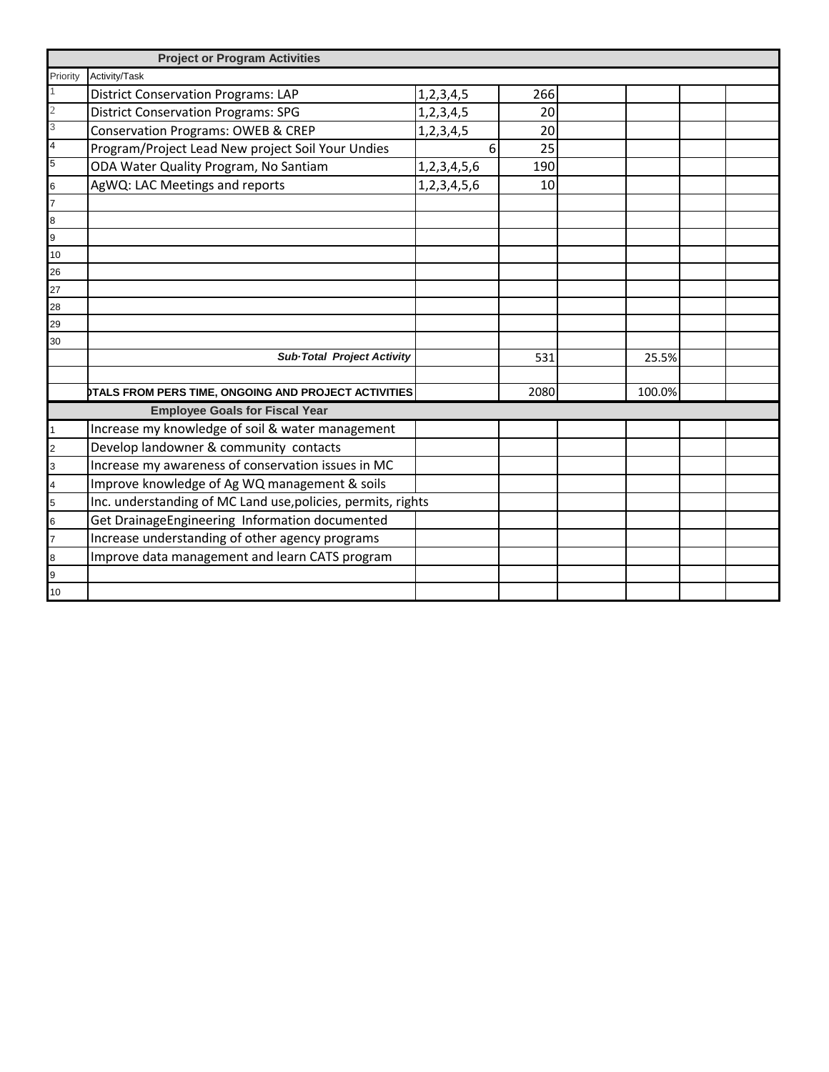| Project or Program Activities | | | | | | | |
|---|---|---|---|---|---|---|---|
| Priority | Activity/Task | | | | | | |
| 1 | District Conservation Programs: LAP | 1,2,3,4,5 | 266 | | | | |
| 2 | District Conservation Programs: SPG | 1,2,3,4,5 | 20 | | | | |
| 3 | Conservation Programs: OWEB & CREP | 1,2,3,4,5 | 20 | | | | |
| 4 | Program/Project Lead New project Soil Your Undies | 6 | 25 | | | | |
| 5 | ODA Water Quality Program, No Santiam | 1,2,3,4,5,6 | 190 | | | | |
| 6 | AgWQ: LAC Meetings and reports | 1,2,3,4,5,6 | 10 | | | | |
| 7 | | | | | | | |
| 8 | | | | | | | |
| 9 | | | | | | | |
| 10 | | | | | | | |
| 26 | | | | | | | |
| 27 | | | | | | | |
| 28 | | | | | | | |
| 29 | | | | | | | |
| 30 | | | | | | | |
| | ***Sub·Total Project Activity*** | | 531 | | 25.5% | | |
| | | | | | | | |
| | **TOTALS FROM PERS TIME, ONGOING AND PROJECT ACTIVITIES** | | 2080 | | 100.0% | | |
| **Employee Goals for Fiscal Year** | | | | | | | |
| 1 | Increase my knowledge of soil & water management | | | | | | |
| 2 | Develop landowner & community contacts | | | | | | |
| 3 | Increase my awareness of conservation issues in MC | | | | | | |
| 4 | Improve knowledge of Ag WQ management & soils | | | | | | |
| 5 | Inc. understanding of MC Land use,policies, permits, rights | | | | | | |
| 6 | Get DrainageEngineering Information documented | | | | | | |
| 7 | Increase understanding of other agency programs | | | | | | |
| 8 | Improve data management and learn CATS program | | | | | | |
| 9 | | | | | | | |
| 10 | | | | | | | |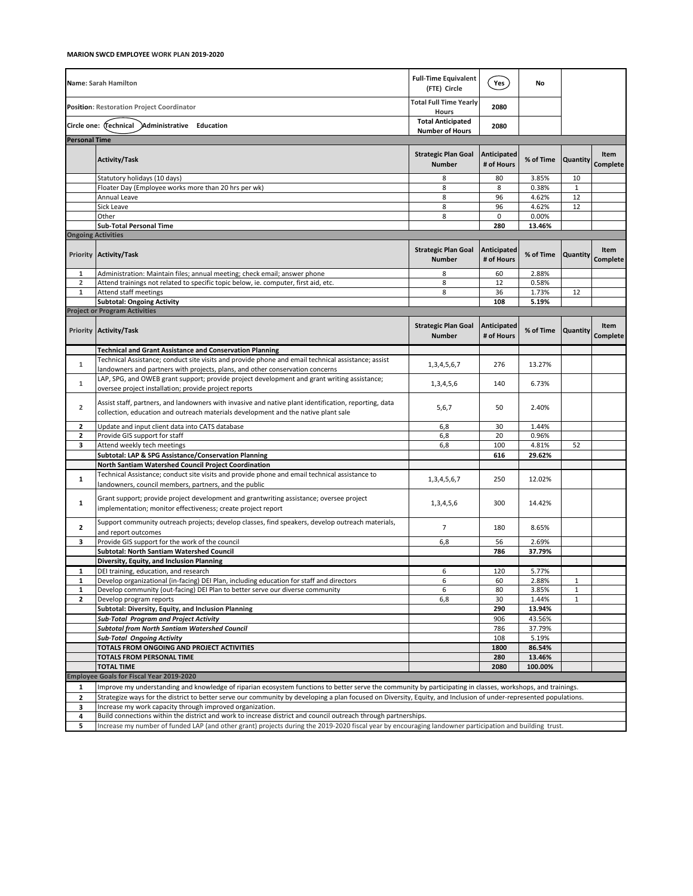**MARION SWCD EMPLOYEE WORK PLAN 2019-2020**

| Name: Sarah Hamilton | | Full-Time Equivalent (FTE) Circle | Yes (circled) | No | | |
|---|---|---|---|---|---|---|
| Position: Restoration Project Coordinator | | Total Full Time Yearly Hours | 2080 | | | |
| Circle one: Technical (circled) Administrative Education | | Total Anticipated Number of Hours | 2080 | | | |
| **Personal Time** | | | | | | |
| | **Activity/Task** | **Strategic Plan Goal Number** | **Anticipated # of Hours** | **% of Time** | **Quantity** | **Item Complete** |
| | Statutory holidays (10 days) | 8 | 80 | 3.85% | 10 | |
| | Floater Day (Employee works more than 20 hrs per wk) | 8 | 8 | 0.38% | 1 | |
| | Annual Leave | 8 | 96 | 4.62% | 12 | |
| | Sick Leave | 8 | 96 | 4.62% | 12 | |
| | Other | 8 | 0 | 0.00% | | |
| | **Sub-Total Personal Time** | | **280** | **13.46%** | | |
| **Ongoing Activities** | | | | | | |
| **Priority** | **Activity/Task** | **Strategic Plan Goal Number** | **Anticipated # of Hours** | **% of Time** | **Quantity** | **Item Complete** |
| 1 | Administration: Maintain files; annual meeting; check email; answer phone | 8 | 60 | 2.88% | | |
| 2 | Attend trainings not related to specific topic below, ie. computer, first aid, etc. | 8 | 12 | 0.58% | | |
| 1 | Attend staff meetings | 8 | 36 | 1.73% | 12 | |
| | **Subtotal: Ongoing Activity** | | **108** | **5.19%** | | |
| **Project or Program Activities** | | | | | | |
| **Priority** | **Activity/Task** | **Strategic Plan Goal Number** | **Anticipated # of Hours** | **% of Time** | **Quantity** | **Item Complete** |
| | **Technical and Grant Assistance and Conservation Planning** | | | | | |
| 1 | Technical Assistance; conduct site visits and provide phone and email technical assistance; assist landowners and partners with projects, plans, and other conservation concerns | 1,3,4,5,6,7 | 276 | 13.27% | | |
| 1 | LAP, SPG, and OWEB grant support; provide project development and grant writing assistance; oversee project installation; provide project reports | 1,3,4,5,6 | 140 | 6.73% | | |
| 2 | Assist staff, partners, and landowners with invasive and native plant identification, reporting, data collection, education and outreach materials development and the native plant sale | 5,6,7 | 50 | 2.40% | | |
| 2 | Update and input client data into CATS database | 6,8 | 30 | 1.44% | | |
| 2 | Provide GIS support for staff | 6,8 | 20 | 0.96% | | |
| 3 | Attend weekly tech meetings | 6,8 | 100 | 4.81% | 52 | |
| | **Subtotal: LAP & SPG Assistance/Conservation Planning** | | **616** | **29.62%** | | |
| | **North Santiam Watershed Council Project Coordination** | | | | | |
| 1 | Technical Assistance; conduct site visits and provide phone and email technical assistance to landowners, council members, partners, and the public | 1,3,4,5,6,7 | 250 | 12.02% | | |
| 1 | Grant support; provide project development and grantwriting assistance; oversee project implementation; monitor effectiveness; create project report | 1,3,4,5,6 | 300 | 14.42% | | |
| 2 | Support community outreach projects; develop classes, find speakers, develop outreach materials, and report outcomes | 7 | 180 | 8.65% | | |
| 3 | Provide GIS support for the work of the council | 6,8 | 56 | 2.69% | | |
| | **Subtotal: North Santiam Watershed Council** | | **786** | **37.79%** | | |
| | **Diversity, Equity, and Inclusion Planning** | | | | | |
| 1 | DEI training, education, and research | 6 | 120 | 5.77% | | |
| 1 | Develop organizational (in-facing) DEI Plan, including education for staff and directors | 6 | 60 | 2.88% | 1 | |
| 1 | Develop community (out-facing) DEI Plan to better serve our diverse community | 6 | 80 | 3.85% | 1 | |
| 2 | Develop program reports | 6,8 | 30 | 1.44% | 1 | |
| | **Subtotal: Diversity, Equity, and Inclusion Planning** | | **290** | **13.94%** | | |
| | ***Sub-Total Program and Project Activity*** | | 906 | 43.56% | | |
| | ***Subtotal from North Santiam Watershed Council*** | | 786 | 37.79% | | |
| | ***Sub-Total Ongoing Activity*** | | 108 | 5.19% | | |
| | **TOTALS FROM ONGOING AND PROJECT ACTIVITIES** | | **1800** | **86.54%** | | |
| | **TOTALS FROM PERSONAL TIME** | | **280** | **13.46%** | | |
| | **TOTAL TIME** | | **2080** | **100.00%** | | |

**Employee Goals for Fiscal Year 2019-2020**

| | |
|---|---|
| 1 | Improve my understanding and knowledge of riparian ecosystem functions to better serve the community by participating in classes, workshops, and trainings. |
| 2 | Strategize ways for the district to better serve our community by developing a plan focused on Diversity, Equity, and Inclusion of under-represented populations. |
| 3 | Increase my work capacity through improved organization. |
| 4 | Build connections within the district and work to increase district and council outreach through partnerships. |
| 5 | Increase my number of funded LAP (and other grant) projects during the 2019-2020 fiscal year by encouraging landowner participation and building trust. |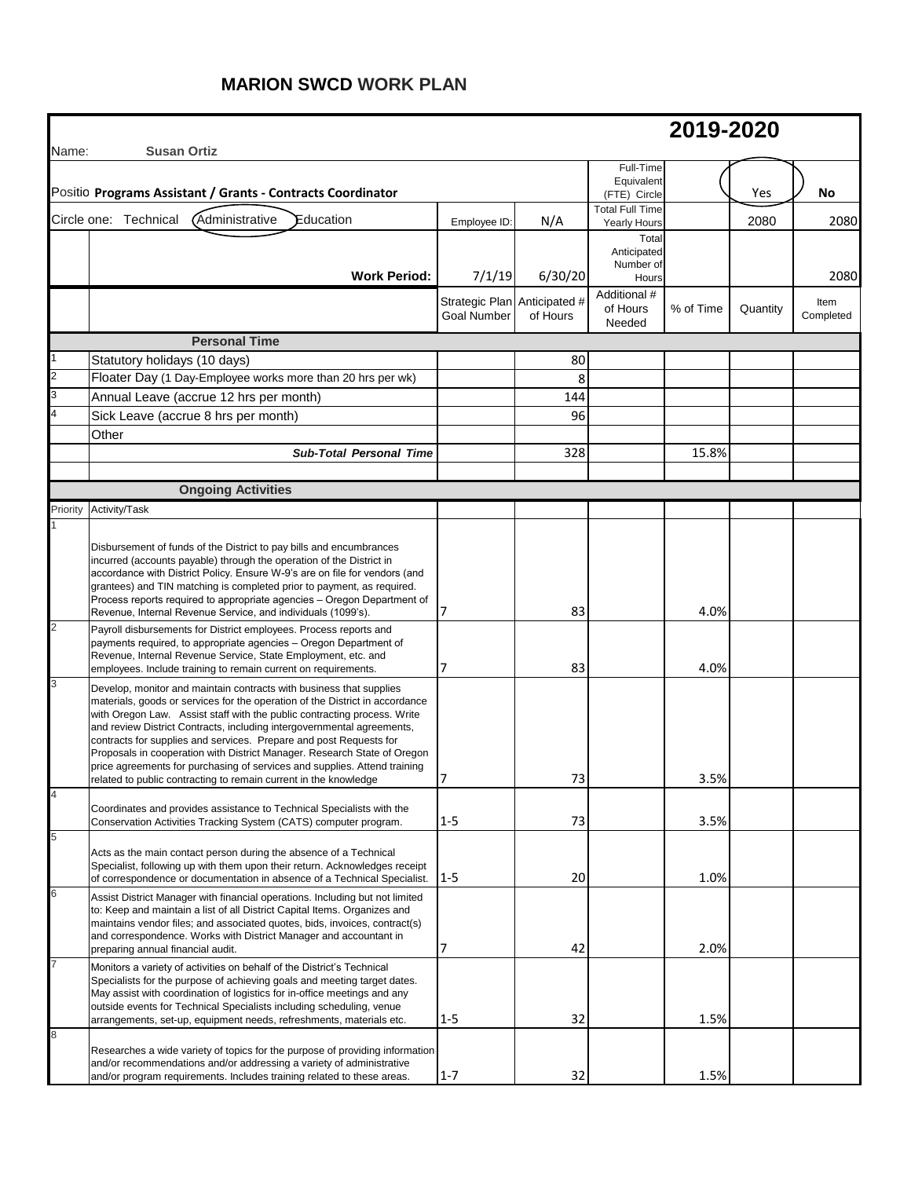## MARION SWCD WORK PLAN

| | | | | | | | |
|---|---|---|---|---|---|---|---|
| | | | | | **2019-2020** | | |
| Name: | **Susan Ortiz** | | | | | | |
| Positio | **Programs Assistant / Grants - Contracts Coordinator** | | | Full-Time Equivalent (FTE) Circle | | Yes | **No** |
| Circle one: Technical Administrative Education | | Employee ID: | N/A | Total Full Time Yearly Hours | | 2080 | 2080 |
| | **Work Period:** | 7/1/19 | 6/30/20 | Total Anticipated Number of Hours | | | 2080 |
| | | Strategic Plan Goal Number | Anticipated # of Hours | Additional # of Hours Needed | % of Time | Quantity | Item Completed |
| | **Personal Time** | | | | | | |
| 1 | Statutory holidays (10 days) | | 80 | | | | |
| 2 | Floater Day (1 Day-Employee works more than 20 hrs per wk) | | 8 | | | | |
| 3 | Annual Leave (accrue 12 hrs per month) | | 144 | | | | |
| 4 | Sick Leave (accrue 8 hrs per month) | | 96 | | | | |
| | Other | | | | | | |
| | ***Sub-Total Personal Time*** | | 328 | | 15.8% | | |
| | | | | | | | |
| | **Ongoing Activities** | | | | | | |
| Priority | Activity/Task | | | | | | |
| 1 | Disbursement of funds of the District to pay bills and encumbrances incurred (accounts payable) through the operation of the District in accordance with District Policy. Ensure W-9's are on file for vendors (and grantees) and TIN matching is completed prior to payment, as required. Process reports required to appropriate agencies – Oregon Department of Revenue, Internal Revenue Service, and individuals (1099's). | 7 | 83 | | 4.0% | | |
| 2 | Payroll disbursements for District employees. Process reports and payments required, to appropriate agencies – Oregon Department of Revenue, Internal Revenue Service, State Employment, etc. and employees. Include training to remain current on requirements. | 7 | 83 | | 4.0% | | |
| 3 | Develop, monitor and maintain contracts with business that supplies materials, goods or services for the operation of the District in accordance with Oregon Law. Assist staff with the public contracting process. Write and review District Contracts, including intergovernmental agreements, contracts for supplies and services. Prepare and post Requests for Proposals in cooperation with District Manager. Research State of Oregon price agreements for purchasing of services and supplies. Attend training related to public contracting to remain current in the knowledge | 7 | 73 | | 3.5% | | |
| 4 | Coordinates and provides assistance to Technical Specialists with the Conservation Activities Tracking System (CATS) computer program. | 1-5 | 73 | | 3.5% | | |
| 5 | Acts as the main contact person during the absence of a Technical Specialist, following up with them upon their return. Acknowledges receipt of correspondence or documentation in absence of a Technical Specialist. | 1-5 | 20 | | 1.0% | | |
| 6 | Assist District Manager with financial operations. Including but not limited to: Keep and maintain a list of all District Capital Items. Organizes and maintains vendor files; and associated quotes, bids, invoices, contract(s) and correspondence. Works with District Manager and accountant in preparing annual financial audit. | 7 | 42 | | 2.0% | | |
| 7 | Monitors a variety of activities on behalf of the District's Technical Specialists for the purpose of achieving goals and meeting target dates. May assist with coordination of logistics for in-office meetings and any outside events for Technical Specialists including scheduling, venue arrangements, set-up, equipment needs, refreshments, materials etc. | 1-5 | 32 | | 1.5% | | |
| 8 | Researches a wide variety of topics for the purpose of providing information and/or recommendations and/or addressing a variety of administrative and/or program requirements. Includes training related to these areas. | 1-7 | 32 | | 1.5% | | |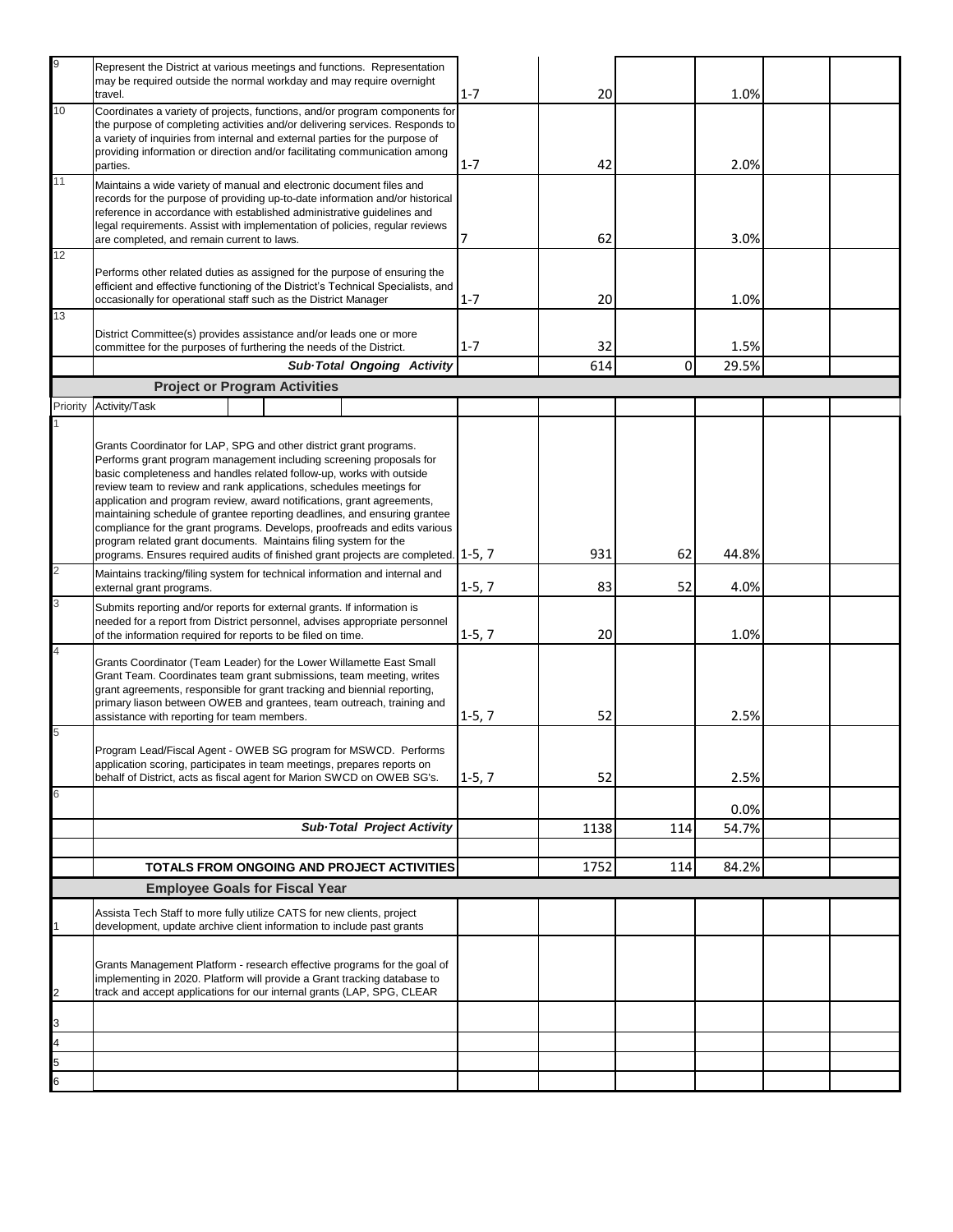| | | | | | | | |
|---|---|---|---|---|---|---|---|
| 9 | Represent the District at various meetings and functions. Representation may be required outside the normal workday and may require overnight travel. | 1-7 | 20 | | 1.0% | | |
| 10 | Coordinates a variety of projects, functions, and/or program components for the purpose of completing activities and/or delivering services. Responds to a variety of inquiries from internal and external parties for the purpose of providing information or direction and/or facilitating communication among parties. | 1-7 | 42 | | 2.0% | | |
| 11 | Maintains a wide variety of manual and electronic document files and records for the purpose of providing up-to-date information and/or historical reference in accordance with established administrative guidelines and legal requirements. Assist with implementation of policies, regular reviews are completed, and remain current to laws. | 7 | 62 | | 3.0% | | |
| 12 | Performs other related duties as assigned for the purpose of ensuring the efficient and effective functioning of the District's Technical Specialists, and occasionally for operational staff such as the District Manager | 1-7 | 20 | | 1.0% | | |
| 13 | District Committee(s) provides assistance and/or leads one or more committee for the purposes of furthering the needs of the District. | 1-7 | 32 | | 1.5% | | |
| | ***Sub·Total Ongoing Activity*** | | 614 | 0 | 29.5% | | |
| | **Project or Program Activities** | | | | | | |
| Priority | Activity/Task | | | | | | |
| 1 | Grants Coordinator for LAP, SPG and other district grant programs. Performs grant program management including screening proposals for basic completeness and handles related follow-up, works with outside review team to review and rank applications, schedules meetings for application and program review, award notifications, grant agreements, maintaining schedule of grantee reporting deadlines, and ensuring grantee compliance for the grant programs. Develops, proofreads and edits various program related grant documents. Maintains filing system for the programs. Ensures required audits of finished grant projects are completed. | 1-5, 7 | 931 | 62 | 44.8% | | |
| 2 | Maintains tracking/filing system for technical information and internal and external grant programs. | 1-5, 7 | 83 | 52 | 4.0% | | |
| 3 | Submits reporting and/or reports for external grants. If information is needed for a report from District personnel, advises appropriate personnel of the information required for reports to be filed on time. | 1-5, 7 | 20 | | 1.0% | | |
| 4 | Grants Coordinator (Team Leader) for the Lower Willamette East Small Grant Team. Coordinates team grant submissions, team meeting, writes grant agreements, responsible for grant tracking and biennial reporting, primary liason between OWEB and grantees, team outreach, training and assistance with reporting for team members. | 1-5, 7 | 52 | | 2.5% | | |
| 5 | Program Lead/Fiscal Agent - OWEB SG program for MSWCD. Performs application scoring, participates in team meetings, prepares reports on behalf of District, acts as fiscal agent for Marion SWCD on OWEB SG's. | 1-5, 7 | 52 | | 2.5% | | |
| 6 | | | | | 0.0% | | |
| | ***Sub·Total Project Activity*** | | 1138 | 114 | 54.7% | | |
| | | | | | | | |
| | **TOTALS FROM ONGOING AND PROJECT ACTIVITIES** | | 1752 | 114 | 84.2% | | |
| | **Employee Goals for Fiscal Year** | | | | | | |
| 1 | Assista Tech Staff to more fully utilize CATS for new clients, project development, update archive client information to include past grants | | | | | | |
| 2 | Grants Management Platform - research effective programs for the goal of implementing in 2020. Platform will provide a Grant tracking database to track and accept applications for our internal grants (LAP, SPG, CLEAR | | | | | | |
| 3 | | | | | | | |
| 4 | | | | | | | |
| 5 | | | | | | | |
| 6 | | | | | | | |